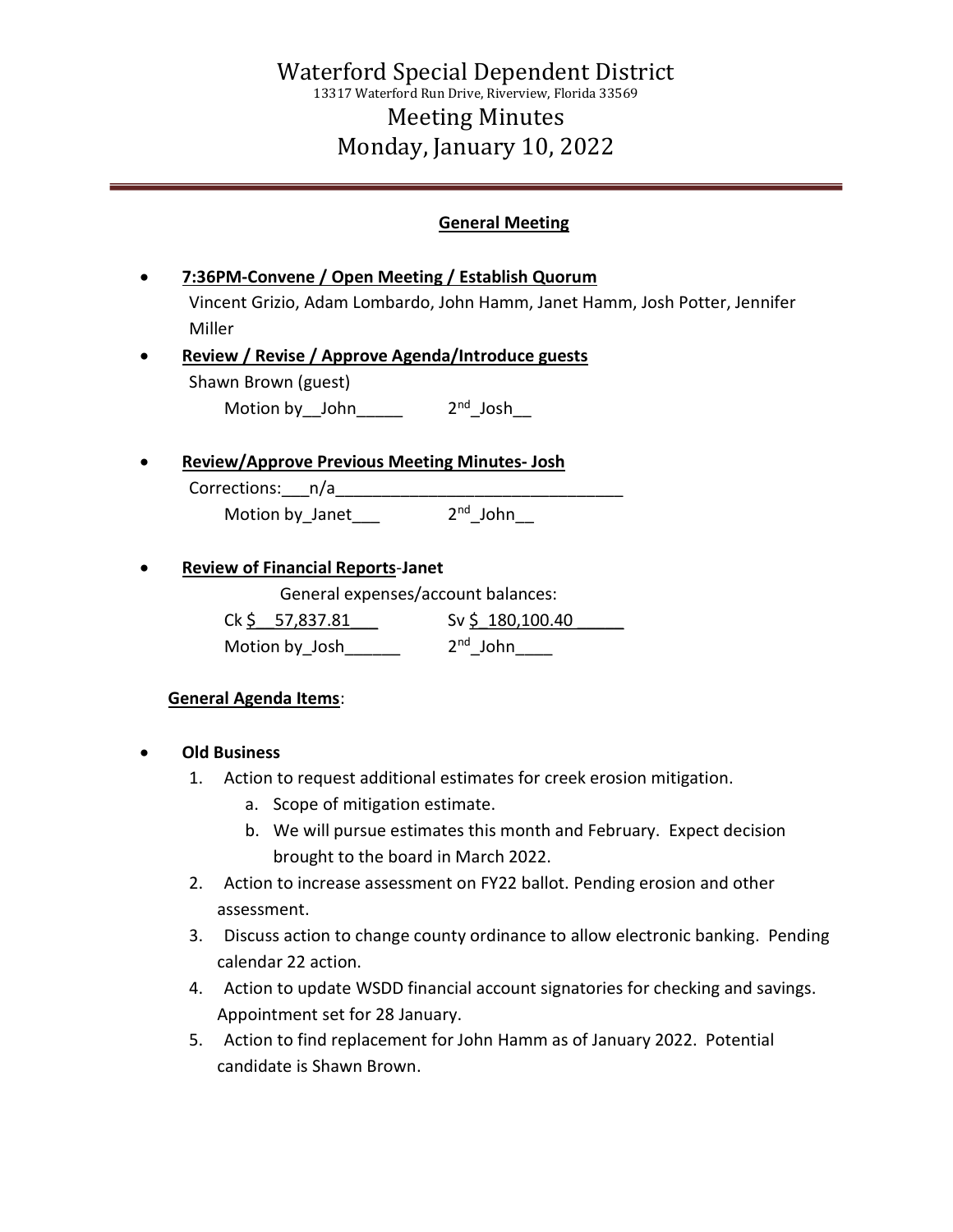# Waterford Special Dependent District

13317 Waterford Run Drive, Riverview, Florida 33569

## Meeting Minutes

## Monday, January 10, 2022

---

### General Meeting

- **7:36PM-Convene / Open Meeting / Establish Quorum**

  Vincent Grizio, Adam Lombardo, John Hamm, Janet Hamm, Josh Potter, Jennifer Miller

- **Review / Revise / Approve Agenda/Introduce guests**

  Shawn Brown (guest)

  Motion by__John_____ 2nd_Josh__

- **Review/Approve Previous Meeting Minutes- Josh**

  Corrections:___n/a________________________________

  Motion by_Janet___ 2nd_John__

- **Review of Financial Reports-Janet**

  General expenses/account balances:

  Ck $__57,837.81___ Sv $_180,100.40 _____

  Motion by_Josh______ 2nd_John____

**General Agenda Items**:

- **Old Business**
  1. Action to request additional estimates for creek erosion mitigation.
     a. Scope of mitigation estimate.
     b. We will pursue estimates this month and February. Expect decision brought to the board in March 2022.
  2. Action to increase assessment on FY22 ballot. Pending erosion and other assessment.
  3. Discuss action to change county ordinance to allow electronic banking. Pending calendar 22 action.
  4. Action to update WSDD financial account signatories for checking and savings. Appointment set for 28 January.
  5. Action to find replacement for John Hamm as of January 2022. Potential candidate is Shawn Brown.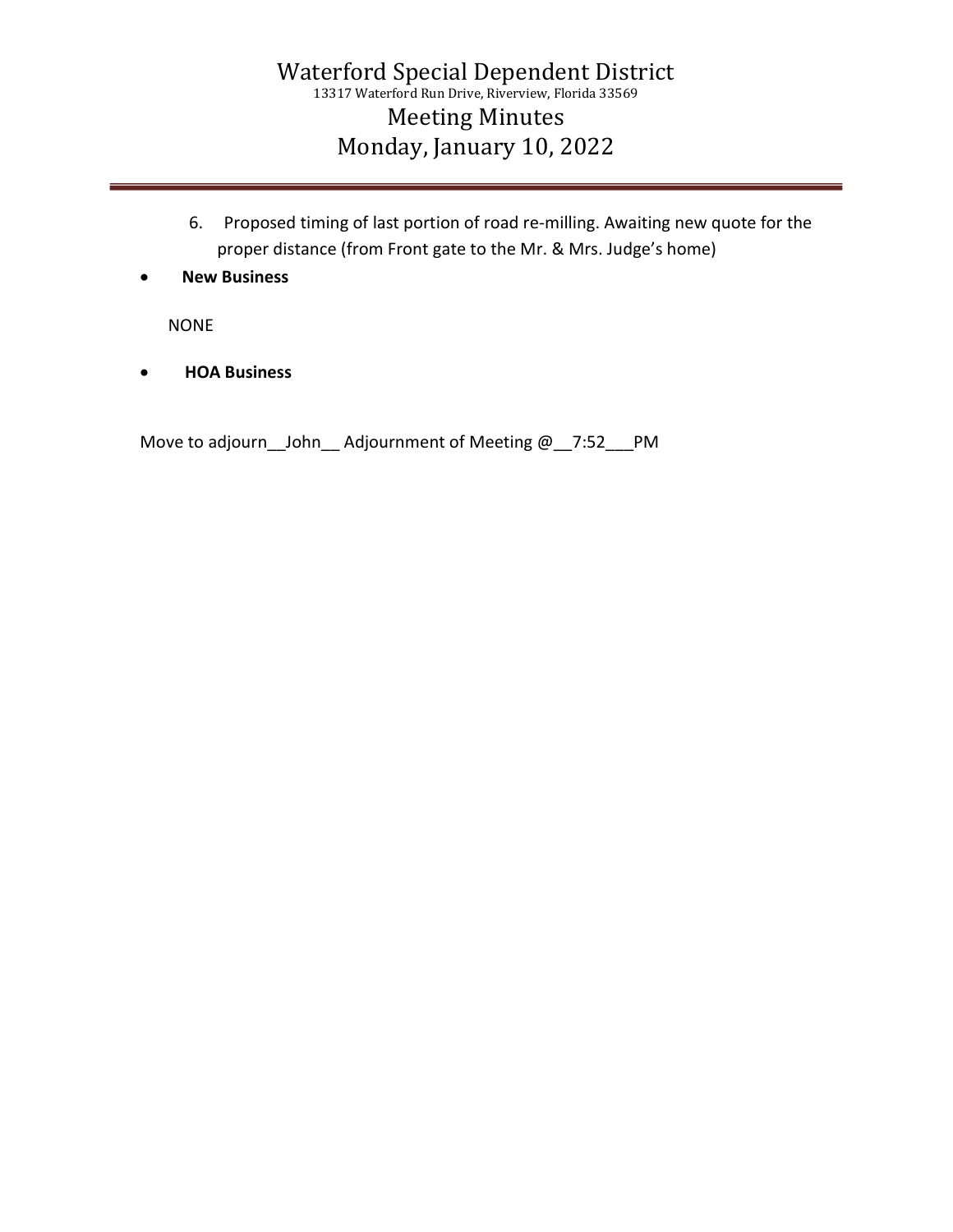6. Proposed timing of last portion of road re-milling. Awaiting new quote for the proper distance (from Front gate to the Mr. & Mrs. Judge's home)

- **New Business**

NONE

- **HOA Business**

Move to adjourn__John__ Adjournment of Meeting @__7:52___PM